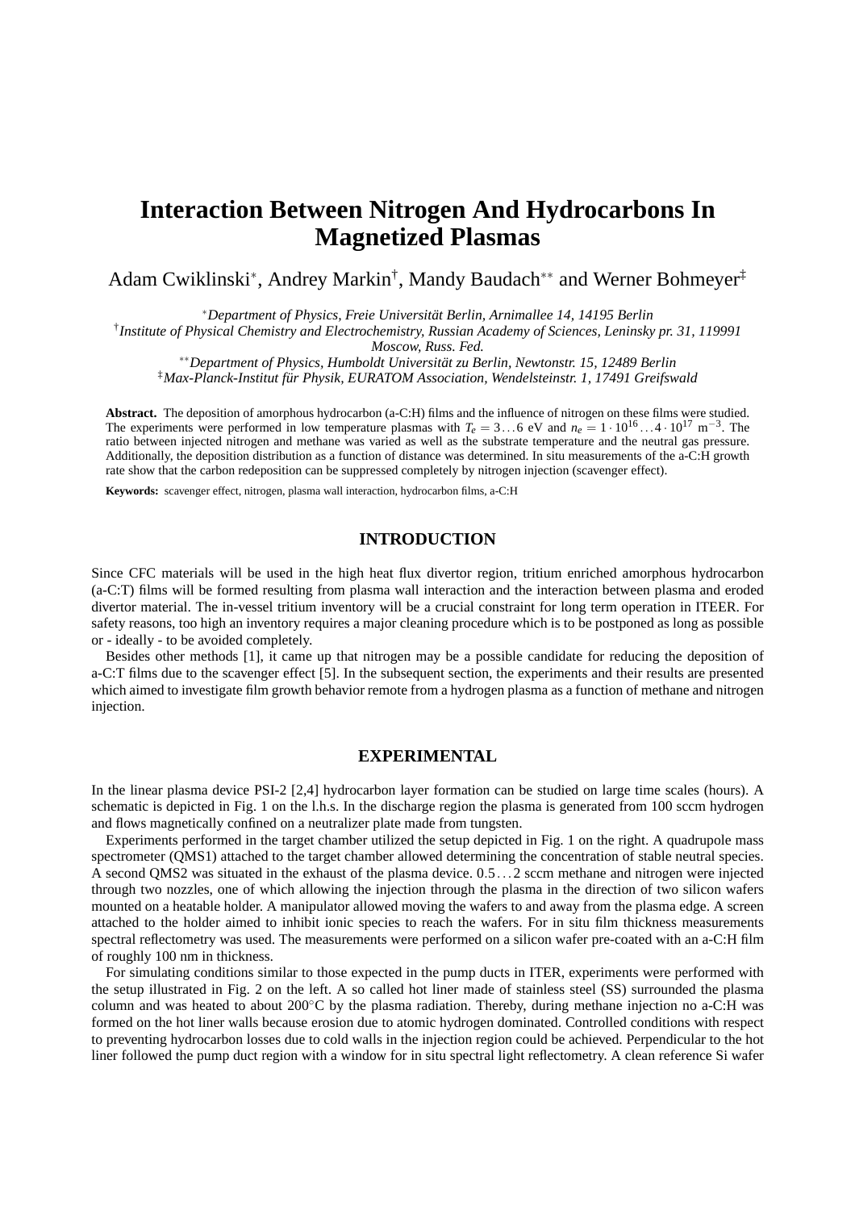# Interaction Between Nitrogen And Hydrocarbons In Magnetized Plasmas

Adam Cwiklinski[*], Andrey Markin[†], Mandy Baudach[**] and Werner Bohmeyer[‡]

[*] *Department of Physics, Freie Universität Berlin, Arnimallee 14, 14195 Berlin*
[†] *Institute of Physical Chemistry and Electrochemistry, Russian Academy of Sciences, Leninsky pr. 31, 119991 Moscow, Russ. Fed.*
[**] *Department of Physics, Humboldt Universität zu Berlin, Newtonstr. 15, 12489 Berlin*
[‡] *Max-Planck-Institut für Physik, EURATOM Association, Wendelsteinstr. 1, 17491 Greifswald*

**Abstract.** The deposition of amorphous hydrocarbon (a-C:H) films and the influence of nitrogen on these films were studied. The experiments were performed in low temperature plasmas with $T_e = 3 \ldots 6$ eV and $n_e = 1 \cdot 10^{16} \ldots 4 \cdot 10^{17}$ m$^{-3}$. The ratio between injected nitrogen and methane was varied as well as the substrate temperature and the neutral gas pressure. Additionally, the deposition distribution as a function of distance was determined. In situ measurements of the a-C:H growth rate show that the carbon redeposition can be suppressed completely by nitrogen injection (scavenger effect).

**Keywords:** scavenger effect, nitrogen, plasma wall interaction, hydrocarbon films, a-C:H

## INTRODUCTION

Since CFC materials will be used in the high heat flux divertor region, tritium enriched amorphous hydrocarbon (a-C:T) films will be formed resulting from plasma wall interaction and the interaction between plasma and eroded divertor material. The in-vessel tritium inventory will be a crucial constraint for long term operation in ITEER. For safety reasons, too high an inventory requires a major cleaning procedure which is to be postponed as long as possible or - ideally - to be avoided completely.

Besides other methods [1], it came up that nitrogen may be a possible candidate for reducing the deposition of a-C:T films due to the scavenger effect [5]. In the subsequent section, the experiments and their results are presented which aimed to investigate film growth behavior remote from a hydrogen plasma as a function of methane and nitrogen injection.

## EXPERIMENTAL

In the linear plasma device PSI-2 [2,4] hydrocarbon layer formation can be studied on large time scales (hours). A schematic is depicted in Fig. 1 on the l.h.s. In the discharge region the plasma is generated from 100 sccm hydrogen and flows magnetically confined on a neutralizer plate made from tungsten.

Experiments performed in the target chamber utilized the setup depicted in Fig. 1 on the right. A quadrupole mass spectrometer (QMS1) attached to the target chamber allowed determining the concentration of stable neutral species. A second QMS2 was situated in the exhaust of the plasma device. $0.5 \ldots 2$ sccm methane and nitrogen were injected through two nozzles, one of which allowing the injection through the plasma in the direction of two silicon wafers mounted on a heatable holder. A manipulator allowed moving the wafers to and away from the plasma edge. A screen attached to the holder aimed to inhibit ionic species to reach the wafers. For in situ film thickness measurements spectral reflectometry was used. The measurements were performed on a silicon wafer pre-coated with an a-C:H film of roughly 100 nm in thickness.

For simulating conditions similar to those expected in the pump ducts in ITER, experiments were performed with the setup illustrated in Fig. 2 on the left. A so called hot liner made of stainless steel (SS) surrounded the plasma column and was heated to about 200°C by the plasma radiation. Thereby, during methane injection no a-C:H was formed on the hot liner walls because erosion due to atomic hydrogen dominated. Controlled conditions with respect to preventing hydrocarbon losses due to cold walls in the injection region could be achieved. Perpendicular to the hot liner followed the pump duct region with a window for in situ spectral light reflectometry. A clean reference Si wafer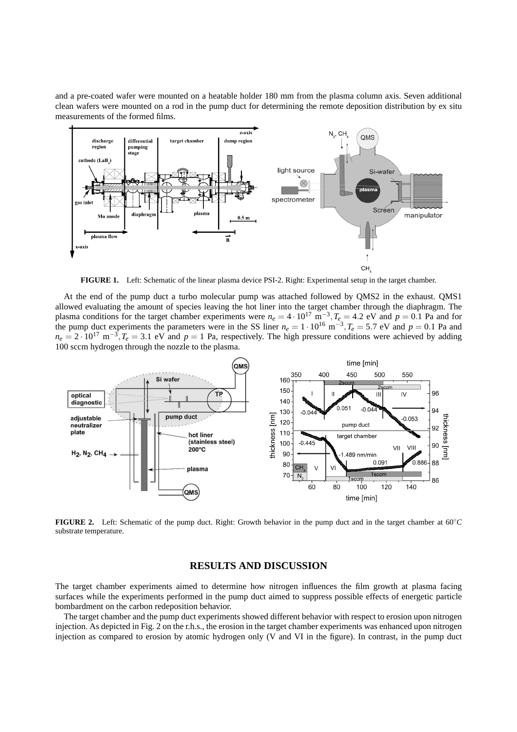and a pre-coated wafer were mounted on a heatable holder 180 mm from the plasma column axis. Seven additional clean wafers were mounted on a rod in the pump duct for determining the remote deposition distribution by ex situ measurements of the formed films.

**FIGURE 1.** Left: Schematic of the linear plasma device PSI-2. Right: Experimental setup in the target chamber.

At the end of the pump duct a turbo molecular pump was attached followed by QMS2 in the exhaust. QMS1 allowed evaluating the amount of species leaving the hot liner into the target chamber through the diaphragm. The plasma conditions for the target chamber experiments were $n_e = 4 \cdot 10^{17}$ m$^{-3}$, $T_e = 4.2$ eV and $p = 0.1$ Pa and for the pump duct experiments the parameters were in the SS liner $n_e = 1 \cdot 10^{16}$ m$^{-3}$, $T_e = 5.7$ eV and $p = 0.1$ Pa and $n_e = 2 \cdot 10^{17}$ m$^{-3}$, $T_e = 3.1$ eV and $p = 1$ Pa, respectively. The high pressure conditions were achieved by adding 100 sccm hydrogen through the nozzle to the plasma.

**FIGURE 2.** Left: Schematic of the pump duct. Right: Growth behavior in the pump duct and in the target chamber at 60$^{\circ}C$ substrate temperature.

## RESULTS AND DISCUSSION

The target chamber experiments aimed to determine how nitrogen influences the film growth at plasma facing surfaces while the experiments performed in the pump duct aimed to suppress possible effects of energetic particle bombardment on the carbon redeposition behavior.

The target chamber and the pump duct experiments showed different behavior with respect to erosion upon nitrogen injection. As depicted in Fig. 2 on the r.h.s., the erosion in the target chamber experiments was enhanced upon nitrogen injection as compared to erosion by atomic hydrogen only (V and VI in the figure). In contrast, in the pump duct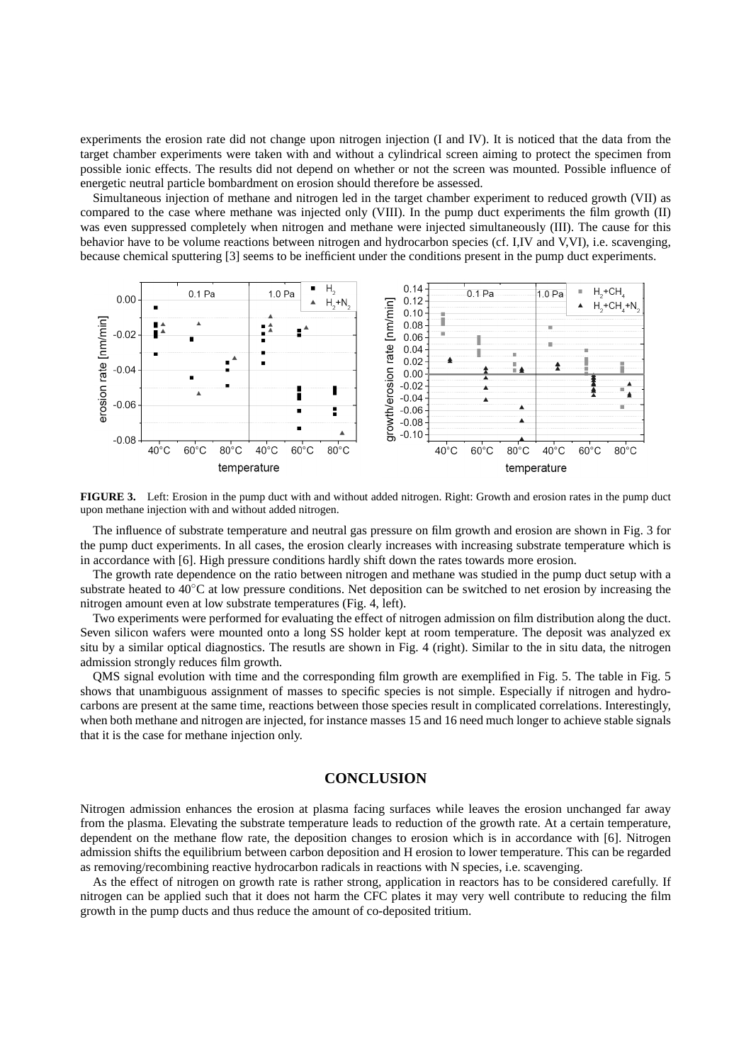experiments the erosion rate did not change upon nitrogen injection (I and IV). It is noticed that the data from the target chamber experiments were taken with and without a cylindrical screen aiming to protect the specimen from possible ionic effects. The results did not depend on whether or not the screen was mounted. Possible influence of energetic neutral particle bombardment on erosion should therefore be assessed.

Simultaneous injection of methane and nitrogen led in the target chamber experiment to reduced growth (VII) as compared to the case where methane was injected only (VIII). In the pump duct experiments the film growth (II) was even suppressed completely when nitrogen and methane were injected simultaneously (III). The cause for this behavior have to be volume reactions between nitrogen and hydrocarbon species (cf. I,IV and V,VI), i.e. scavenging, because chemical sputtering [3] seems to be inefficient under the conditions present in the pump duct experiments.

**FIGURE 3.** Left: Erosion in the pump duct with and without added nitrogen. Right: Growth and erosion rates in the pump duct upon methane injection with and without added nitrogen.

The influence of substrate temperature and neutral gas pressure on film growth and erosion are shown in Fig. 3 for the pump duct experiments. In all cases, the erosion clearly increases with increasing substrate temperature which is in accordance with [6]. High pressure conditions hardly shift down the rates towards more erosion.

The growth rate dependence on the ratio between nitrogen and methane was studied in the pump duct setup with a substrate heated to 40°C at low pressure conditions. Net deposition can be switched to net erosion by increasing the nitrogen amount even at low substrate temperatures (Fig. 4, left).

Two experiments were performed for evaluating the effect of nitrogen admission on film distribution along the duct. Seven silicon wafers were mounted onto a long SS holder kept at room temperature. The deposit was analyzed ex situ by a similar optical diagnostics. The resutls are shown in Fig. 4 (right). Similar to the in situ data, the nitrogen admission strongly reduces film growth.

QMS signal evolution with time and the corresponding film growth are exemplified in Fig. 5. The table in Fig. 5 shows that unambiguous assignment of masses to specific species is not simple. Especially if nitrogen and hydrocarbons are present at the same time, reactions between those species result in complicated correlations. Interestingly, when both methane and nitrogen are injected, for instance masses 15 and 16 need much longer to achieve stable signals that it is the case for methane injection only.

## CONCLUSION

Nitrogen admission enhances the erosion at plasma facing surfaces while leaves the erosion unchanged far away from the plasma. Elevating the substrate temperature leads to reduction of the growth rate. At a certain temperature, dependent on the methane flow rate, the deposition changes to erosion which is in accordance with [6]. Nitrogen admission shifts the equilibrium between carbon deposition and H erosion to lower temperature. This can be regarded as removing/recombining reactive hydrocarbon radicals in reactions with N species, i.e. scavenging.

As the effect of nitrogen on growth rate is rather strong, application in reactors has to be considered carefully. If nitrogen can be applied such that it does not harm the CFC plates it may very well contribute to reducing the film growth in the pump ducts and thus reduce the amount of co-deposited tritium.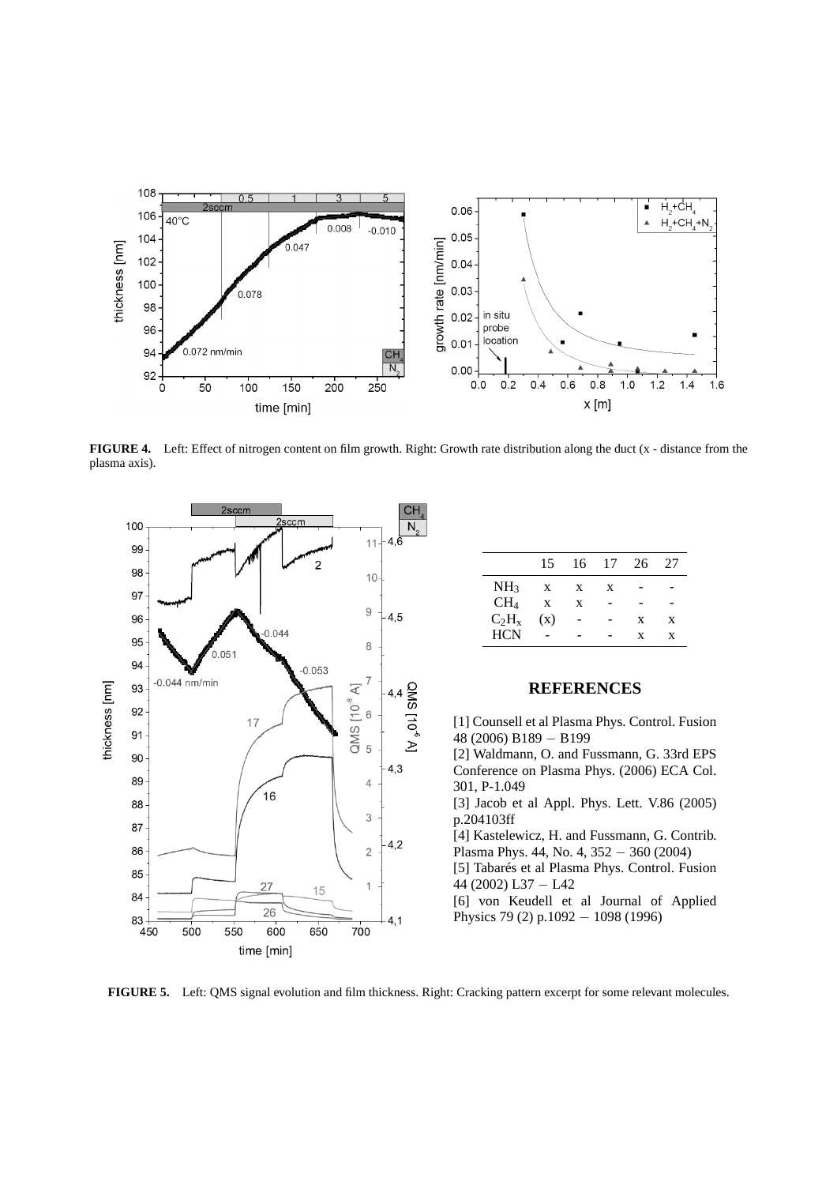108
0.5
1
3
5
2sccm
106
40°C
0.008
-0.010
104
0.047
102
thickness [nm]
100
0.078
98
96
94
0.072 nm/min
CH4
N2
92
0
50
100
150
200
250
time [min]

0.06
H2+CH4
H2+CH4+N2
0.05
0.04
growth rate [nm/min]
0.03
0.02
in situ probe location
0.01
0.00
0.0
0.2
0.4
0.6
0.8
1.0
1.2
1.4
1.6
x [m]

**FIGURE 4.** Left: Effect of nitrogen content on film growth. Right: Growth rate distribution along the duct (x - distance from the plasma axis).

2sccm
2sccm
CH4
N2
100
4,6
11
99
2
10
98
97
9
4,5
96
-0.044
95
8
0.051
94
-0.053
7
-0.044 nm/min
93
4,4
92
6
17
thickness [nm]
91
QMS [10^-8 A]
QMS [10^-6 A]
5
90
4,3
89
4
16
88
3
87
86
4,2
2
85
1
84
27
15
26
83
4,1
450
500
550
600
650
700
time [min]

| | 15 | 16 | 17 | 26 | 27 |
|---|---|---|---|---|---|
| $NH_3$ | x | x | x | - | - |
| $CH_4$ | x | x | - | - | - |
| $C_2H_x$ | (x) | - | - | x | x |
| HCN | - | - | - | x | x |

## REFERENCES

[1] Counsell et al Plasma Phys. Control. Fusion 48 (2006) B189 – B199

[2] Waldmann, O. and Fussmann, G. 33rd EPS Conference on Plasma Phys. (2006) ECA Col. 301, P-1.049

[3] Jacob et al Appl. Phys. Lett. V.86 (2005) p.204103ff

[4] Kastelewicz, H. and Fussmann, G. Contrib. Plasma Phys. 44, No. 4, 352 – 360 (2004)

[5] Tabarés et al Plasma Phys. Control. Fusion 44 (2002) L37 – L42

[6] von Keudell et al Journal of Applied Physics 79 (2) p.1092 – 1098 (1996)

**FIGURE 5.** Left: QMS signal evolution and film thickness. Right: Cracking pattern excerpt for some relevant molecules.